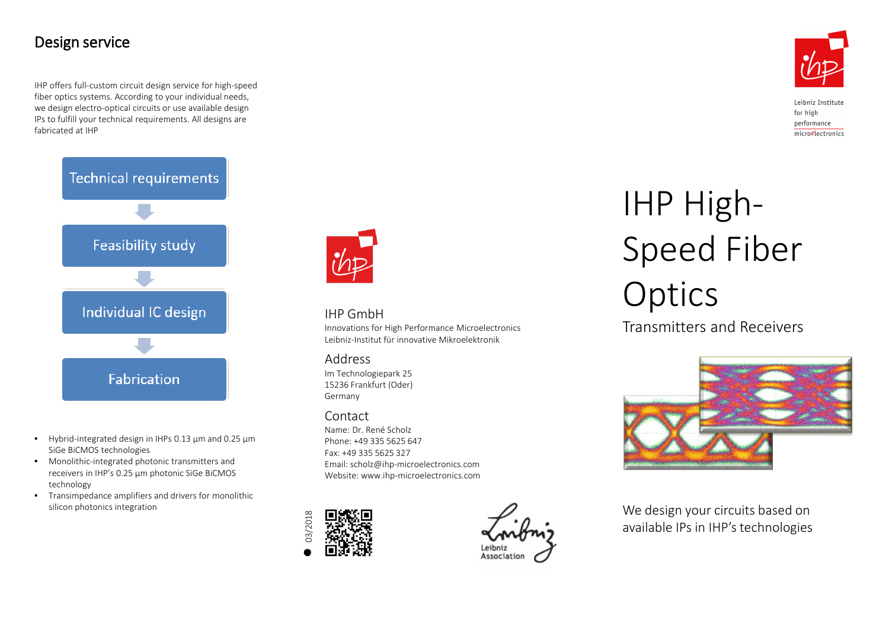## Design service

IHP offers full-custom circuit design service for high-speed fiber optics systems. According to your individual needs, we design electro-optical circuits or use available design IPs to fulfill your technical requirements. All designs are fabricated at IHP

Technical requirements

Feasibility study

Individual IC design

Fabrication

- Hybrid-integrated design in IHPs 0.13 µm and 0.25 µm SiGe BiCMOS technologies
- Monolithic-integrated photonic transmitters and receivers in IHP's 0.25 µm photonic SiGe BiCMOS technology
- Transimpedance amplifiers and drivers for monolithic silicon photonics integration

### IHP GmbH

Innovations for High Performance Microelectronics
Leibniz-Institut für innovative Mikroelektronik

### Address

Im Technologiepark 25
15236 Frankfurt (Oder)
Germany

### Contact

Name: Dr. René Scholz
Phone: +49 335 5625 647
Fax: +49 335 5625 327
Email: scholz@ihp-microelectronics.com
Website: www.ihp-microelectronics.com

03/2018

Leibniz Association

Leibniz Institute for high performance microelectronics

# IHP High-Speed Fiber Optics

## Transmitters and Receivers

We design your circuits based on available IPs in IHP's technologies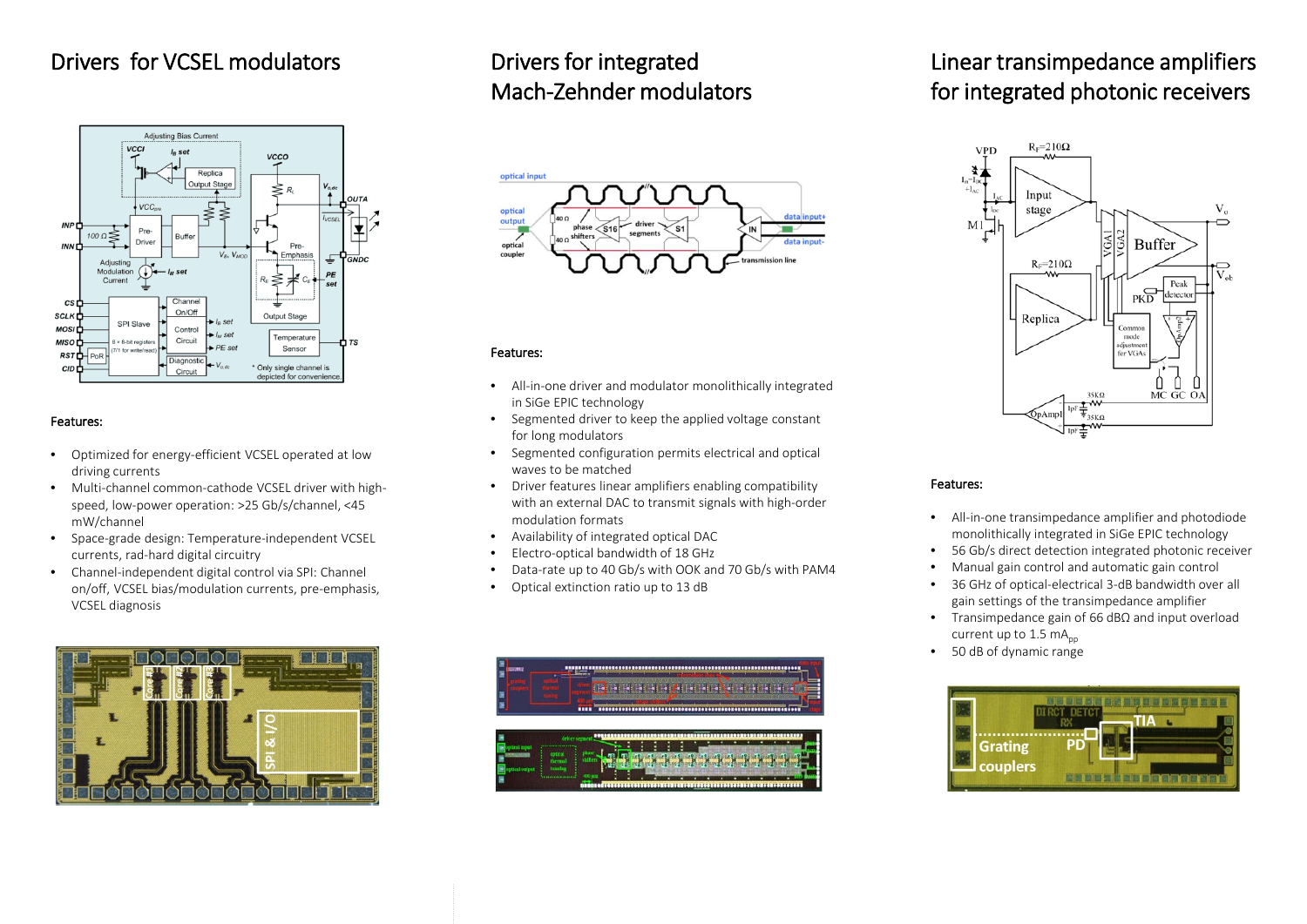# Drivers for VCSEL modulators

### Features:

- Optimized for energy-efficient VCSEL operated at low driving currents
- Multi-channel common-cathode VCSEL driver with high-speed, low-power operation: >25 Gb/s/channel, <45 mW/channel
- Space-grade design: Temperature-independent VCSEL currents, rad-hard digital circuitry
- Channel-independent digital control via SPI: Channel on/off, VCSEL bias/modulation currents, pre-emphasis, VCSEL diagnosis

# Drivers for integrated Mach-Zehnder modulators

### Features:

- All-in-one driver and modulator monolithically integrated in SiGe EPIC technology
- Segmented driver to keep the applied voltage constant for long modulators
- Segmented configuration permits electrical and optical waves to be matched
- Driver features linear amplifiers enabling compatibility with an external DAC to transmit signals with high-order modulation formats
- Availability of integrated optical DAC
- Electro-optical bandwidth of 18 GHz
- Data-rate up to 40 Gb/s with OOK and 70 Gb/s with PAM4
- Optical extinction ratio up to 13 dB

# Linear transimpedance amplifiers for integrated photonic receivers

### Features:

- All-in-one transimpedance amplifier and photodiode monolithically integrated in SiGe EPIC technology
- 56 Gb/s direct detection integrated photonic receiver
- Manual gain control and automatic gain control
- 36 GHz of optical-electrical 3-dB bandwidth over all gain settings of the transimpedance amplifier
- Transimpedance gain of 66 dBΩ and input overload current up to 1.5 $mA_{pp}$
- 50 dB of dynamic range